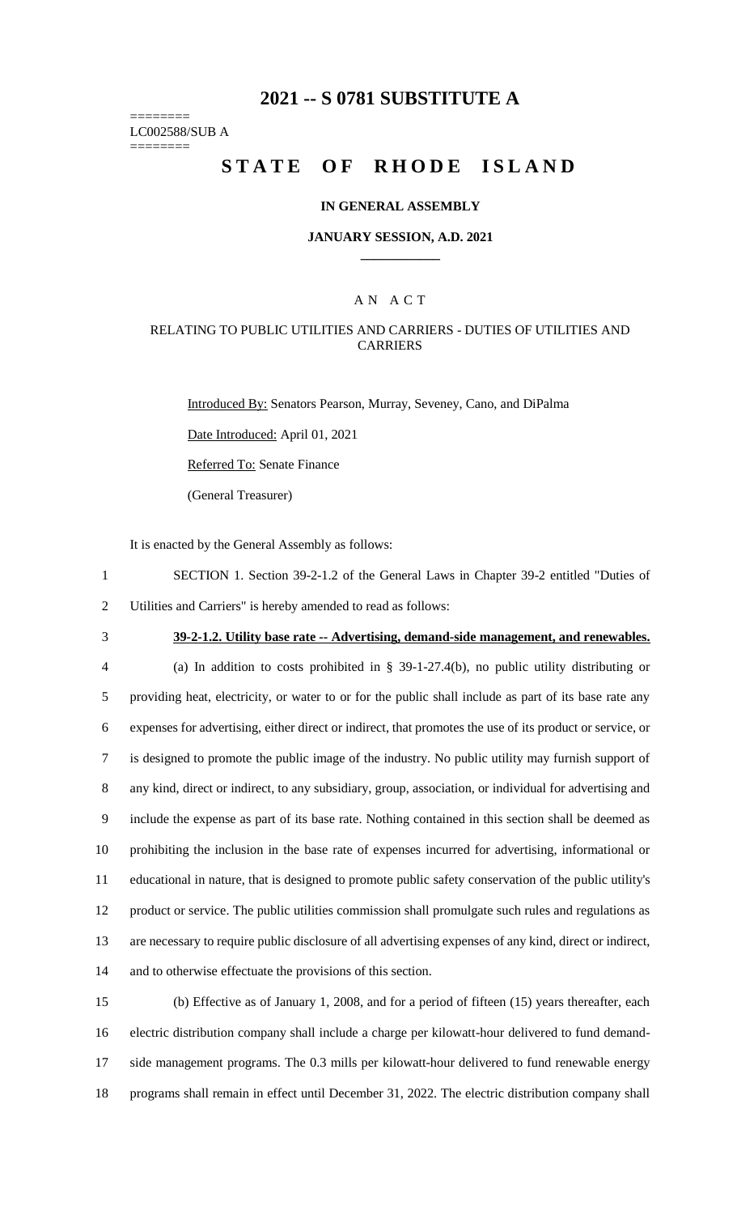# 2021 -- S 0781 SUBSTITUTE A

========
LC002588/SUB A
========

# STATE OF RHODE ISLAND

### IN GENERAL ASSEMBLY

### JANUARY SESSION, A.D. 2021

\_\_\_\_\_\_\_\_\_\_\_\_

### A N A C T

### RELATING TO PUBLIC UTILITIES AND CARRIERS - DUTIES OF UTILITIES AND CARRIERS

Introduced By: Senators Pearson, Murray, Seveney, Cano, and DiPalma

Date Introduced: April 01, 2021

Referred To: Senate Finance

(General Treasurer)

It is enacted by the General Assembly as follows:

SECTION 1. Section 39-2-1.2 of the General Laws in Chapter 39-2 entitled "Duties of Utilities and Carriers" is hereby amended to read as follows:

**39-2-1.2. Utility base rate -- Advertising, demand-side management, and renewables.**

(a) In addition to costs prohibited in § 39-1-27.4(b), no public utility distributing or providing heat, electricity, or water to or for the public shall include as part of its base rate any expenses for advertising, either direct or indirect, that promotes the use of its product or service, or is designed to promote the public image of the industry. No public utility may furnish support of any kind, direct or indirect, to any subsidiary, group, association, or individual for advertising and include the expense as part of its base rate. Nothing contained in this section shall be deemed as prohibiting the inclusion in the base rate of expenses incurred for advertising, informational or educational in nature, that is designed to promote public safety conservation of the public utility's product or service. The public utilities commission shall promulgate such rules and regulations as are necessary to require public disclosure of all advertising expenses of any kind, direct or indirect, and to otherwise effectuate the provisions of this section.

(b) Effective as of January 1, 2008, and for a period of fifteen (15) years thereafter, each electric distribution company shall include a charge per kilowatt-hour delivered to fund demand-side management programs. The 0.3 mills per kilowatt-hour delivered to fund renewable energy programs shall remain in effect until December 31, 2022. The electric distribution company shall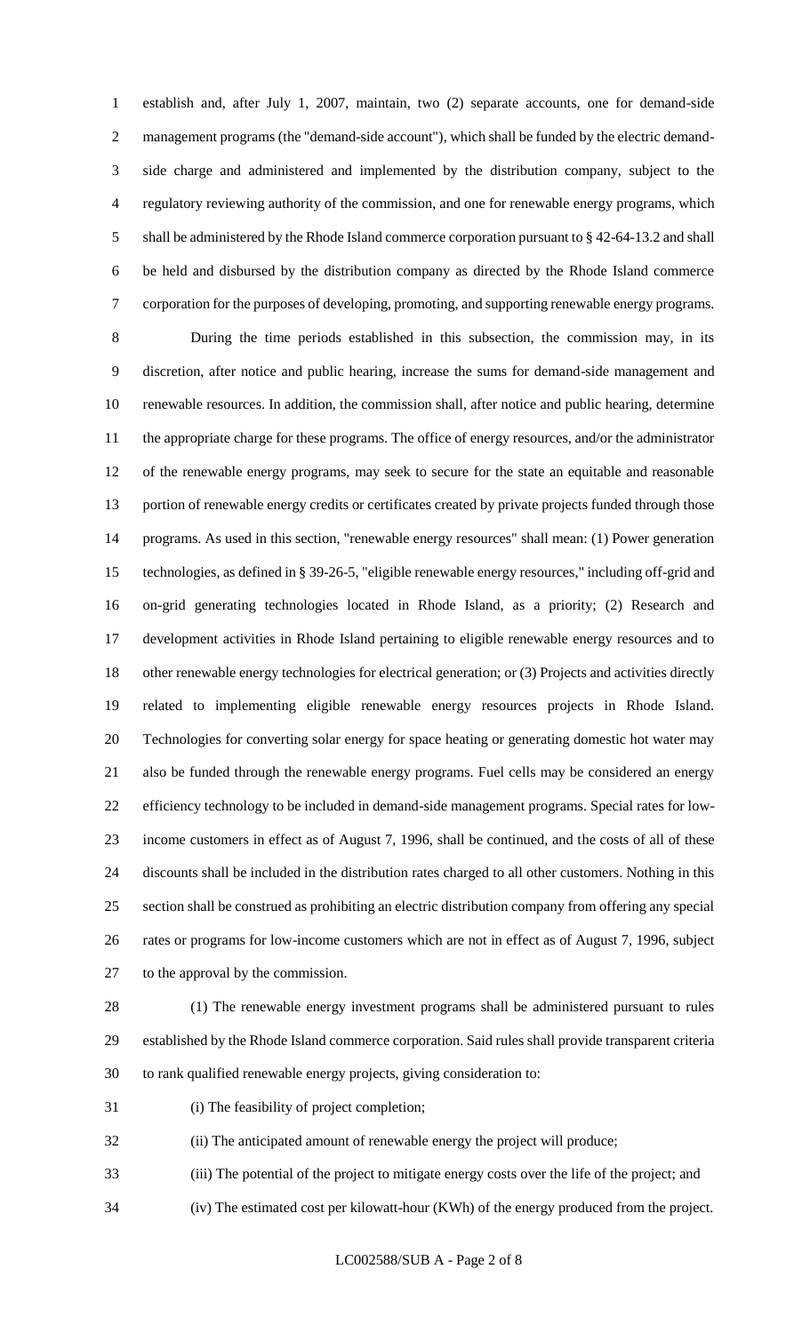establish and, after July 1, 2007, maintain, two (2) separate accounts, one for demand-side management programs (the "demand-side account"), which shall be funded by the electric demand-side charge and administered and implemented by the distribution company, subject to the regulatory reviewing authority of the commission, and one for renewable energy programs, which shall be administered by the Rhode Island commerce corporation pursuant to § 42-64-13.2 and shall be held and disbursed by the distribution company as directed by the Rhode Island commerce corporation for the purposes of developing, promoting, and supporting renewable energy programs.

During the time periods established in this subsection, the commission may, in its discretion, after notice and public hearing, increase the sums for demand-side management and renewable resources. In addition, the commission shall, after notice and public hearing, determine the appropriate charge for these programs. The office of energy resources, and/or the administrator of the renewable energy programs, may seek to secure for the state an equitable and reasonable portion of renewable energy credits or certificates created by private projects funded through those programs. As used in this section, "renewable energy resources" shall mean: (1) Power generation technologies, as defined in § 39-26-5, "eligible renewable energy resources," including off-grid and on-grid generating technologies located in Rhode Island, as a priority; (2) Research and development activities in Rhode Island pertaining to eligible renewable energy resources and to other renewable energy technologies for electrical generation; or (3) Projects and activities directly related to implementing eligible renewable energy resources projects in Rhode Island. Technologies for converting solar energy for space heating or generating domestic hot water may also be funded through the renewable energy programs. Fuel cells may be considered an energy efficiency technology to be included in demand-side management programs. Special rates for low-income customers in effect as of August 7, 1996, shall be continued, and the costs of all of these discounts shall be included in the distribution rates charged to all other customers. Nothing in this section shall be construed as prohibiting an electric distribution company from offering any special rates or programs for low-income customers which are not in effect as of August 7, 1996, subject to the approval by the commission.

(1) The renewable energy investment programs shall be administered pursuant to rules established by the Rhode Island commerce corporation. Said rules shall provide transparent criteria to rank qualified renewable energy projects, giving consideration to:

(i) The feasibility of project completion;

(ii) The anticipated amount of renewable energy the project will produce;

(iii) The potential of the project to mitigate energy costs over the life of the project; and

(iv) The estimated cost per kilowatt-hour (KWh) of the energy produced from the project.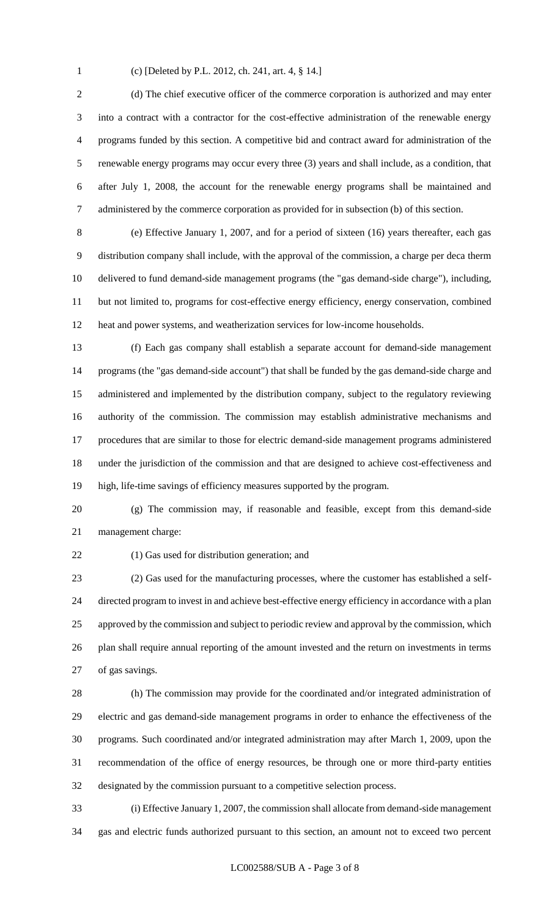(c) [Deleted by P.L. 2012, ch. 241, art. 4, § 14.]

(d) The chief executive officer of the commerce corporation is authorized and may enter into a contract with a contractor for the cost-effective administration of the renewable energy programs funded by this section. A competitive bid and contract award for administration of the renewable energy programs may occur every three (3) years and shall include, as a condition, that after July 1, 2008, the account for the renewable energy programs shall be maintained and administered by the commerce corporation as provided for in subsection (b) of this section.

(e) Effective January 1, 2007, and for a period of sixteen (16) years thereafter, each gas distribution company shall include, with the approval of the commission, a charge per deca therm delivered to fund demand-side management programs (the "gas demand-side charge"), including, but not limited to, programs for cost-effective energy efficiency, energy conservation, combined heat and power systems, and weatherization services for low-income households.

(f) Each gas company shall establish a separate account for demand-side management programs (the "gas demand-side account") that shall be funded by the gas demand-side charge and administered and implemented by the distribution company, subject to the regulatory reviewing authority of the commission. The commission may establish administrative mechanisms and procedures that are similar to those for electric demand-side management programs administered under the jurisdiction of the commission and that are designed to achieve cost-effectiveness and high, life-time savings of efficiency measures supported by the program.

(g) The commission may, if reasonable and feasible, except from this demand-side management charge:

(1) Gas used for distribution generation; and

(2) Gas used for the manufacturing processes, where the customer has established a self-directed program to invest in and achieve best-effective energy efficiency in accordance with a plan approved by the commission and subject to periodic review and approval by the commission, which plan shall require annual reporting of the amount invested and the return on investments in terms of gas savings.

(h) The commission may provide for the coordinated and/or integrated administration of electric and gas demand-side management programs in order to enhance the effectiveness of the programs. Such coordinated and/or integrated administration may after March 1, 2009, upon the recommendation of the office of energy resources, be through one or more third-party entities designated by the commission pursuant to a competitive selection process.

(i) Effective January 1, 2007, the commission shall allocate from demand-side management gas and electric funds authorized pursuant to this section, an amount not to exceed two percent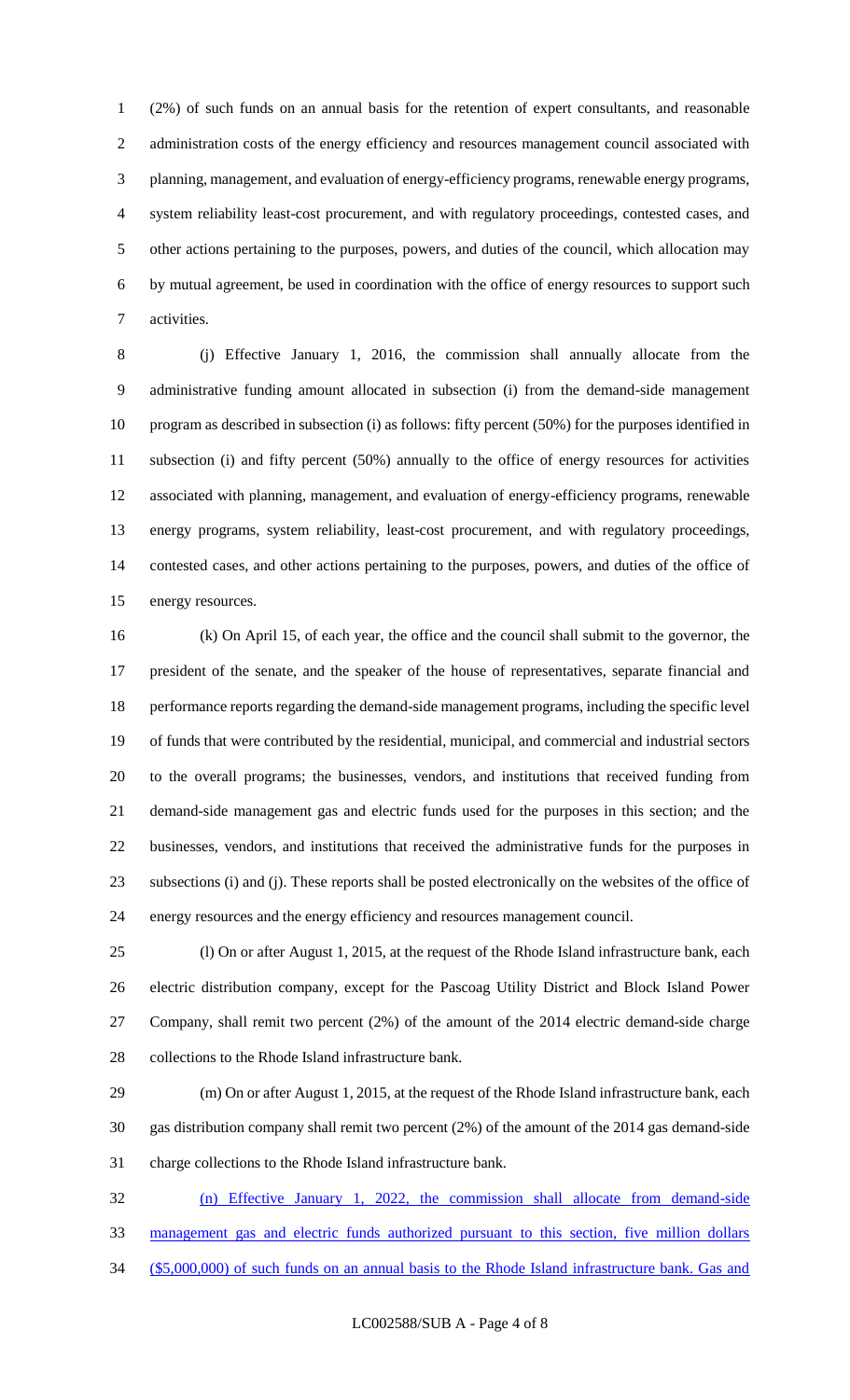(2%) of such funds on an annual basis for the retention of expert consultants, and reasonable administration costs of the energy efficiency and resources management council associated with planning, management, and evaluation of energy-efficiency programs, renewable energy programs, system reliability least-cost procurement, and with regulatory proceedings, contested cases, and other actions pertaining to the purposes, powers, and duties of the council, which allocation may by mutual agreement, be used in coordination with the office of energy resources to support such activities.

(j) Effective January 1, 2016, the commission shall annually allocate from the administrative funding amount allocated in subsection (i) from the demand-side management program as described in subsection (i) as follows: fifty percent (50%) for the purposes identified in subsection (i) and fifty percent (50%) annually to the office of energy resources for activities associated with planning, management, and evaluation of energy-efficiency programs, renewable energy programs, system reliability, least-cost procurement, and with regulatory proceedings, contested cases, and other actions pertaining to the purposes, powers, and duties of the office of energy resources.

(k) On April 15, of each year, the office and the council shall submit to the governor, the president of the senate, and the speaker of the house of representatives, separate financial and performance reports regarding the demand-side management programs, including the specific level of funds that were contributed by the residential, municipal, and commercial and industrial sectors to the overall programs; the businesses, vendors, and institutions that received funding from demand-side management gas and electric funds used for the purposes in this section; and the businesses, vendors, and institutions that received the administrative funds for the purposes in subsections (i) and (j). These reports shall be posted electronically on the websites of the office of energy resources and the energy efficiency and resources management council.

(l) On or after August 1, 2015, at the request of the Rhode Island infrastructure bank, each electric distribution company, except for the Pascoag Utility District and Block Island Power Company, shall remit two percent (2%) of the amount of the 2014 electric demand-side charge collections to the Rhode Island infrastructure bank.

(m) On or after August 1, 2015, at the request of the Rhode Island infrastructure bank, each gas distribution company shall remit two percent (2%) of the amount of the 2014 gas demand-side charge collections to the Rhode Island infrastructure bank.

(n) Effective January 1, 2022, the commission shall allocate from demand-side management gas and electric funds authorized pursuant to this section, five million dollars ($5,000,000) of such funds on an annual basis to the Rhode Island infrastructure bank. Gas and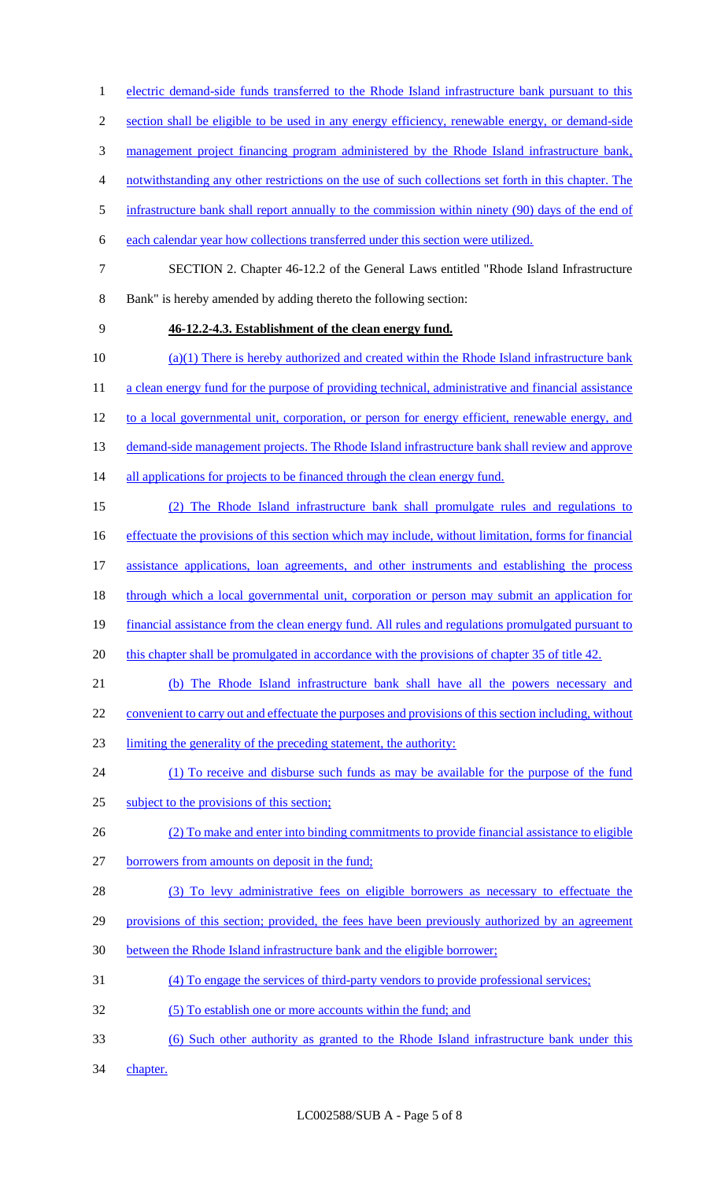electric demand-side funds transferred to the Rhode Island infrastructure bank pursuant to this section shall be eligible to be used in any energy efficiency, renewable energy, or demand-side management project financing program administered by the Rhode Island infrastructure bank, notwithstanding any other restrictions on the use of such collections set forth in this chapter. The infrastructure bank shall report annually to the commission within ninety (90) days of the end of each calendar year how collections transferred under this section were utilized.

SECTION 2. Chapter 46-12.2 of the General Laws entitled "Rhode Island Infrastructure Bank" is hereby amended by adding thereto the following section:

**46-12.2-4.3. Establishment of the clean energy fund.**

(a)(1) There is hereby authorized and created within the Rhode Island infrastructure bank a clean energy fund for the purpose of providing technical, administrative and financial assistance to a local governmental unit, corporation, or person for energy efficient, renewable energy, and demand-side management projects. The Rhode Island infrastructure bank shall review and approve all applications for projects to be financed through the clean energy fund.

(2) The Rhode Island infrastructure bank shall promulgate rules and regulations to effectuate the provisions of this section which may include, without limitation, forms for financial assistance applications, loan agreements, and other instruments and establishing the process through which a local governmental unit, corporation or person may submit an application for financial assistance from the clean energy fund. All rules and regulations promulgated pursuant to this chapter shall be promulgated in accordance with the provisions of chapter 35 of title 42.

(b) The Rhode Island infrastructure bank shall have all the powers necessary and convenient to carry out and effectuate the purposes and provisions of this section including, without limiting the generality of the preceding statement, the authority:

(1) To receive and disburse such funds as may be available for the purpose of the fund subject to the provisions of this section;

(2) To make and enter into binding commitments to provide financial assistance to eligible borrowers from amounts on deposit in the fund;

(3) To levy administrative fees on eligible borrowers as necessary to effectuate the provisions of this section; provided, the fees have been previously authorized by an agreement between the Rhode Island infrastructure bank and the eligible borrower;

(4) To engage the services of third-party vendors to provide professional services;

(5) To establish one or more accounts within the fund; and

(6) Such other authority as granted to the Rhode Island infrastructure bank under this chapter.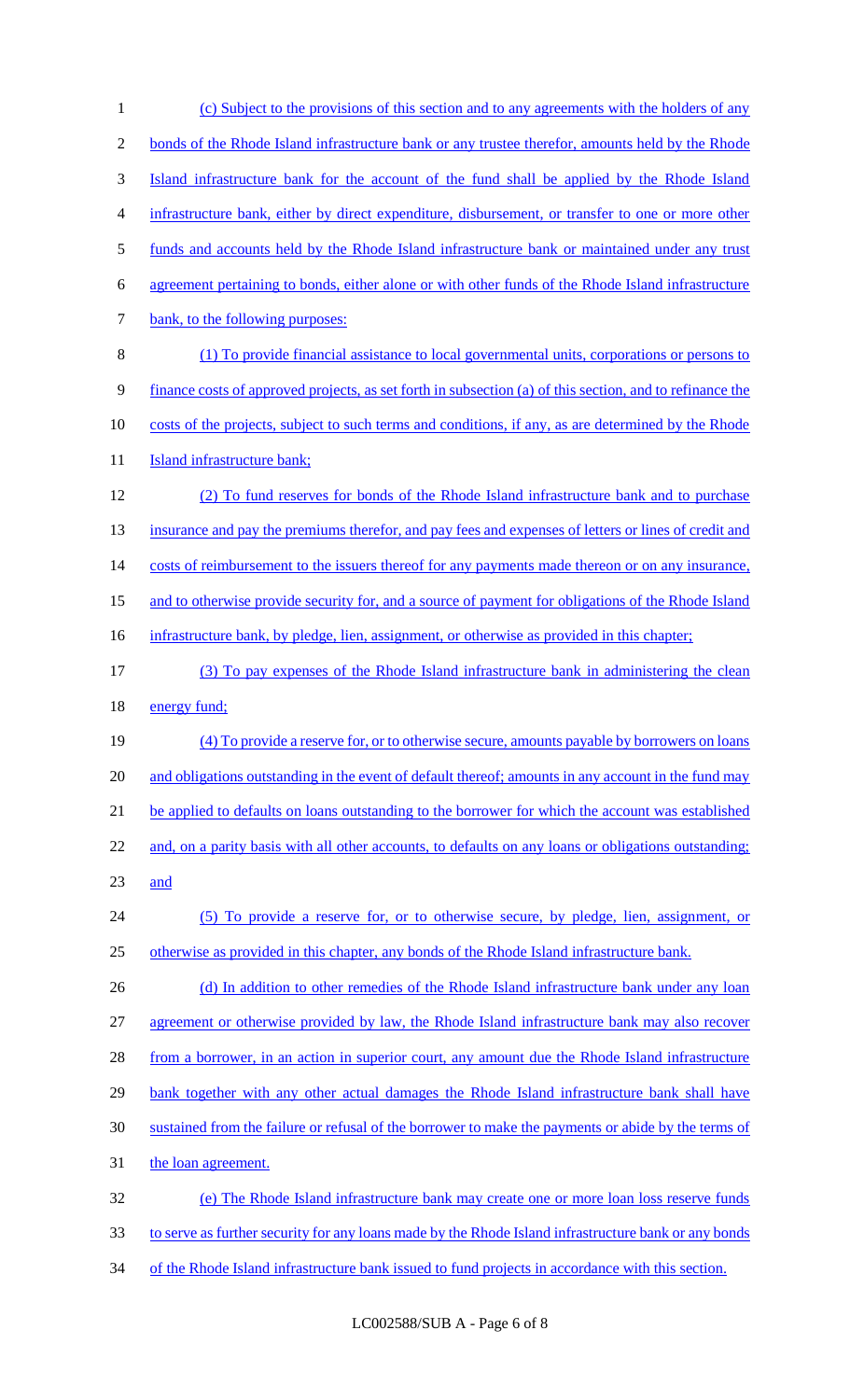(c) Subject to the provisions of this section and to any agreements with the holders of any bonds of the Rhode Island infrastructure bank or any trustee therefor, amounts held by the Rhode Island infrastructure bank for the account of the fund shall be applied by the Rhode Island infrastructure bank, either by direct expenditure, disbursement, or transfer to one or more other funds and accounts held by the Rhode Island infrastructure bank or maintained under any trust agreement pertaining to bonds, either alone or with other funds of the Rhode Island infrastructure bank, to the following purposes:

(1) To provide financial assistance to local governmental units, corporations or persons to finance costs of approved projects, as set forth in subsection (a) of this section, and to refinance the costs of the projects, subject to such terms and conditions, if any, as are determined by the Rhode Island infrastructure bank;

(2) To fund reserves for bonds of the Rhode Island infrastructure bank and to purchase insurance and pay the premiums therefor, and pay fees and expenses of letters or lines of credit and costs of reimbursement to the issuers thereof for any payments made thereon or on any insurance, and to otherwise provide security for, and a source of payment for obligations of the Rhode Island infrastructure bank, by pledge, lien, assignment, or otherwise as provided in this chapter;

(3) To pay expenses of the Rhode Island infrastructure bank in administering the clean energy fund;

(4) To provide a reserve for, or to otherwise secure, amounts payable by borrowers on loans and obligations outstanding in the event of default thereof; amounts in any account in the fund may be applied to defaults on loans outstanding to the borrower for which the account was established and, on a parity basis with all other accounts, to defaults on any loans or obligations outstanding; and

(5) To provide a reserve for, or to otherwise secure, by pledge, lien, assignment, or otherwise as provided in this chapter, any bonds of the Rhode Island infrastructure bank.

(d) In addition to other remedies of the Rhode Island infrastructure bank under any loan agreement or otherwise provided by law, the Rhode Island infrastructure bank may also recover from a borrower, in an action in superior court, any amount due the Rhode Island infrastructure bank together with any other actual damages the Rhode Island infrastructure bank shall have sustained from the failure or refusal of the borrower to make the payments or abide by the terms of the loan agreement.

(e) The Rhode Island infrastructure bank may create one or more loan loss reserve funds to serve as further security for any loans made by the Rhode Island infrastructure bank or any bonds of the Rhode Island infrastructure bank issued to fund projects in accordance with this section.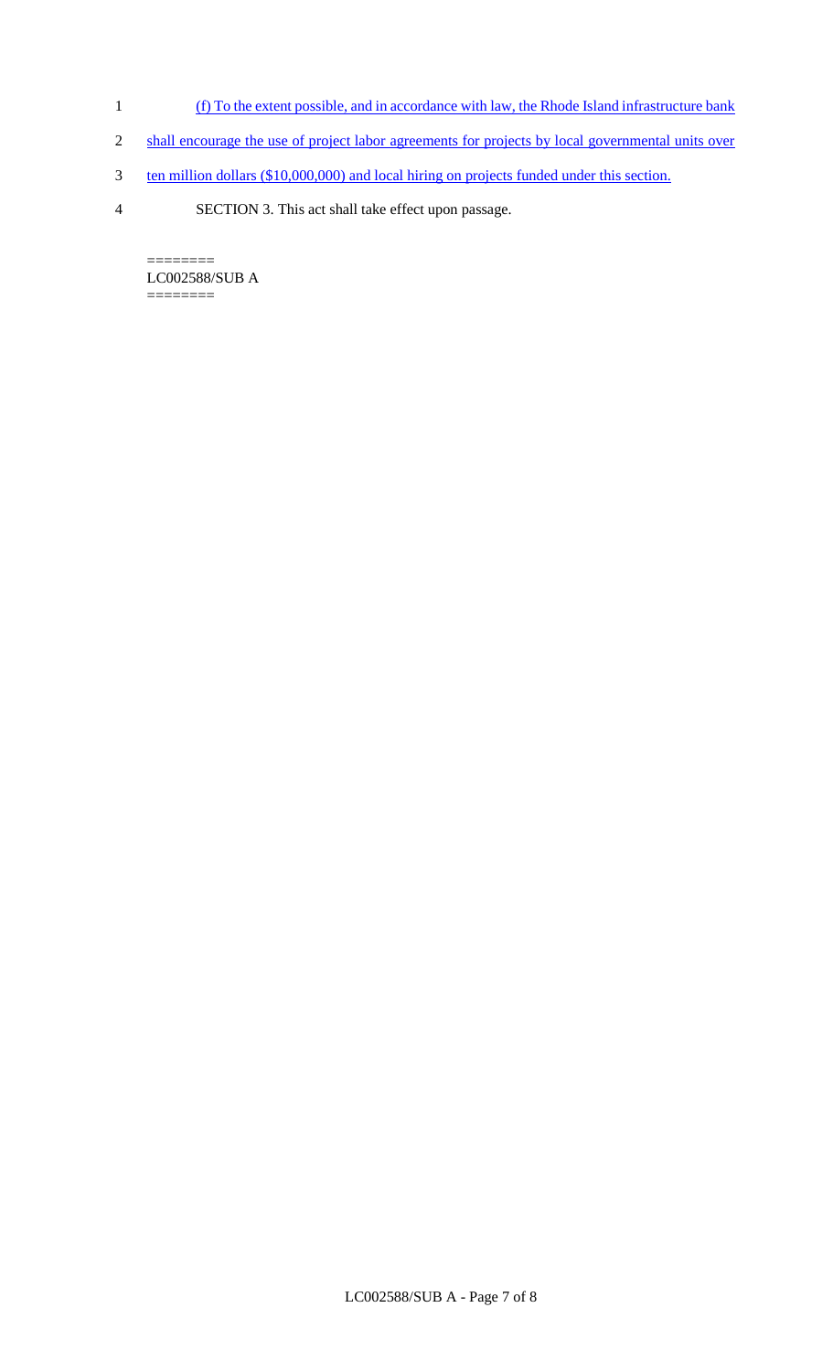(f) To the extent possible, and in accordance with law, the Rhode Island infrastructure bank shall encourage the use of project labor agreements for projects by local governmental units over ten million dollars ($10,000,000) and local hiring on projects funded under this section.

SECTION 3. This act shall take effect upon passage.

========
LC002588/SUB A
========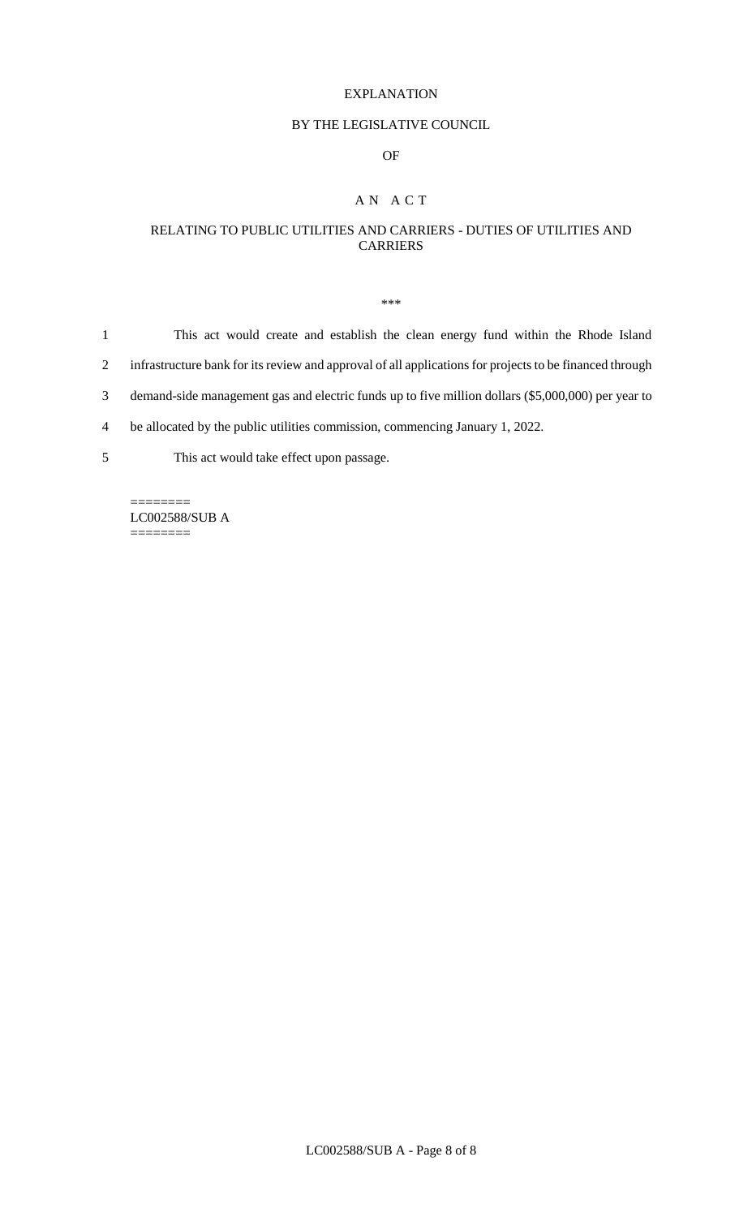EXPLANATION

BY THE LEGISLATIVE COUNCIL

OF

# A N  A C T

RELATING TO PUBLIC UTILITIES AND CARRIERS - DUTIES OF UTILITIES AND CARRIERS

\*\*\*

This act would create and establish the clean energy fund within the Rhode Island infrastructure bank for its review and approval of all applications for projects to be financed through demand-side management gas and electric funds up to five million dollars ($5,000,000) per year to be allocated by the public utilities commission, commencing January 1, 2022.

This act would take effect upon passage.

========
LC002588/SUB A
========